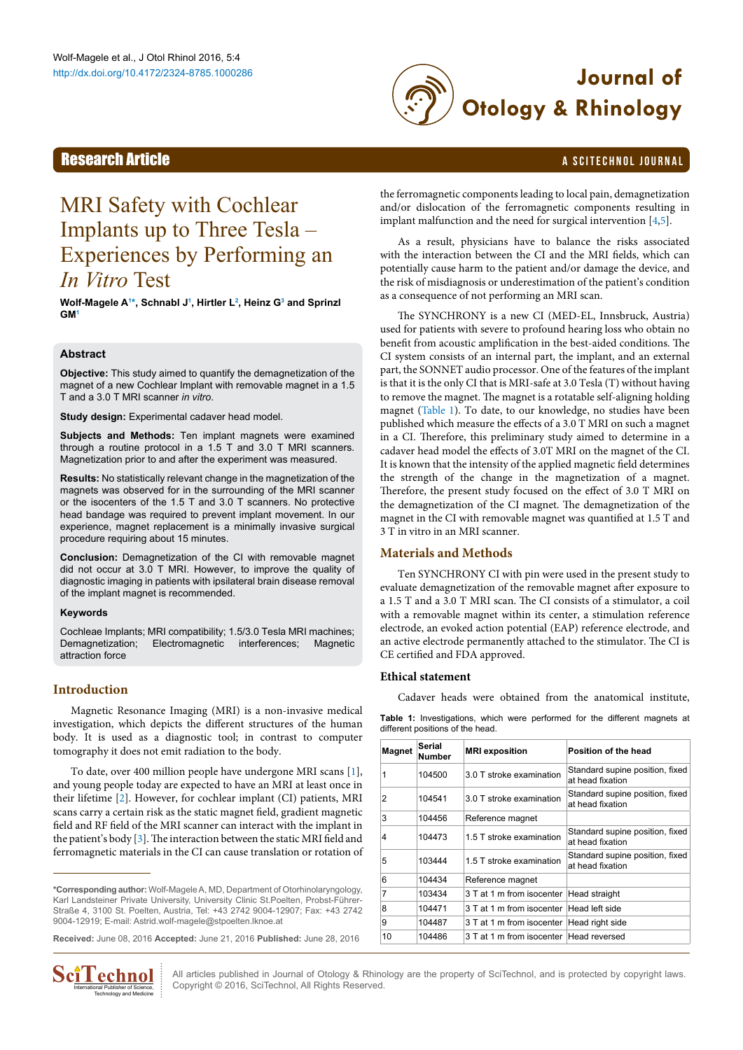# MRI Safety with Cochlear Implants up to Three Tesla – Experiences by Performing an *In Vitro* Test

**Wolf-Magele A[1*], Schnabl J[1], Hirtler L[2], Heinz G[3] and Sprinzl GM[1]**

## Abstract

**Objective:** This study aimed to quantify the demagnetization of the magnet of a new Cochlear Implant with removable magnet in a 1.5 T and a 3.0 T MRI scanner *in vitro*.

**Study design:** Experimental cadaver head model.

**Subjects and Methods:** Ten implant magnets were examined through a routine protocol in a 1.5 T and 3.0 T MRI scanners. Magnetization prior to and after the experiment was measured.

**Results:** No statistically relevant change in the magnetization of the magnets was observed for in the surrounding of the MRI scanner or the isocenters of the 1.5 T and 3.0 T scanners. No protective head bandage was required to prevent implant movement. In our experience, magnet replacement is a minimally invasive surgical procedure requiring about 15 minutes.

**Conclusion:** Demagnetization of the CI with removable magnet did not occur at 3.0 T MRI. However, to improve the quality of diagnostic imaging in patients with ipsilateral brain disease removal of the implant magnet is recommended.

### Keywords

Cochleae Implants; MRI compatibility; 1.5/3.0 Tesla MRI machines; Demagnetization; Electromagnetic interferences; Magnetic attraction force

## Introduction

Magnetic Resonance Imaging (MRI) is a non-invasive medical investigation, which depicts the different structures of the human body. It is used as a diagnostic tool; in contrast to computer tomography it does not emit radiation to the body.

To date, over 400 million people have undergone MRI scans [1], and young people today are expected to have an MRI at least once in their lifetime [2]. However, for cochlear implant (CI) patients, MRI scans carry a certain risk as the static magnet field, gradient magnetic field and RF field of the MRI scanner can interact with the implant in the patient's body [3]. The interaction between the static MRI field and ferromagnetic materials in the CI can cause translation or rotation of the ferromagnetic components leading to local pain, demagnetization and/or dislocation of the ferromagnetic components resulting in implant malfunction and the need for surgical intervention [4,5].

As a result, physicians have to balance the risks associated with the interaction between the CI and the MRI fields, which can potentially cause harm to the patient and/or damage the device, and the risk of misdiagnosis or underestimation of the patient's condition as a consequence of not performing an MRI scan.

The SYNCHRONY is a new CI (MED-EL, Innsbruck, Austria) used for patients with severe to profound hearing loss who obtain no benefit from acoustic amplification in the best-aided conditions. The CI system consists of an internal part, the implant, and an external part, the SONNET audio processor. One of the features of the implant is that it is the only CI that is MRI-safe at 3.0 Tesla (T) without having to remove the magnet. The magnet is a rotatable self-aligning holding magnet (Table 1). To date, to our knowledge, no studies have been published which measure the effects of a 3.0 T MRI on such a magnet in a CI. Therefore, this preliminary study aimed to determine in a cadaver head model the effects of 3.0T MRI on the magnet of the CI. It is known that the intensity of the applied magnetic field determines the strength of the change in the magnetization of a magnet. Therefore, the present study focused on the effect of 3.0 T MRI on the demagnetization of the CI magnet. The demagnetization of the magnet in the CI with removable magnet was quantified at 1.5 T and 3 T in vitro in an MRI scanner.

## Materials and Methods

Ten SYNCHRONY CI with pin were used in the present study to evaluate demagnetization of the removable magnet after exposure to a 1.5 T and a 3.0 T MRI scan. The CI consists of a stimulator, a coil with a removable magnet within its center, a stimulation reference electrode, an evoked action potential (EAP) reference electrode, and an active electrode permanently attached to the stimulator. The CI is CE certified and FDA approved.

### Ethical statement

Cadaver heads were obtained from the anatomical institute,

**Table 1:** Investigations, which were performed for the different magnets at different positions of the head.

| Magnet | Serial Number | MRI exposition | Position of the head |
|---|---|---|---|
| 1 | 104500 | 3.0 T stroke examination | Standard supine position, fixed at head fixation |
| 2 | 104541 | 3.0 T stroke examination | Standard supine position, fixed at head fixation |
| 3 | 104456 | Reference magnet | |
| 4 | 104473 | 1.5 T stroke examination | Standard supine position, fixed at head fixation |
| 5 | 103444 | 1.5 T stroke examination | Standard supine position, fixed at head fixation |
| 6 | 104434 | Reference magnet | |
| 7 | 103434 | 3 T at 1 m from isocenter | Head straight |
| 8 | 104471 | 3 T at 1 m from isocenter | Head left side |
| 9 | 104487 | 3 T at 1 m from isocenter | Head right side |
| 10 | 104486 | 3 T at 1 m from isocenter | Head reversed |

---

**\*Corresponding author:** Wolf-Magele A, MD, Department of Otorhinolaryngology, Karl Landsteiner Private University, University Clinic St.Poelten, Probst-Führer-Straße 4, 3100 St. Poelten, Austria, Tel: +43 2742 9004-12907; Fax: +43 2742 9004-12919; E-mail: Astrid.wolf-magele@stpoelten.lknoe.at

**Received:** June 08, 2016 **Accepted:** June 21, 2016 **Published:** June 28, 2016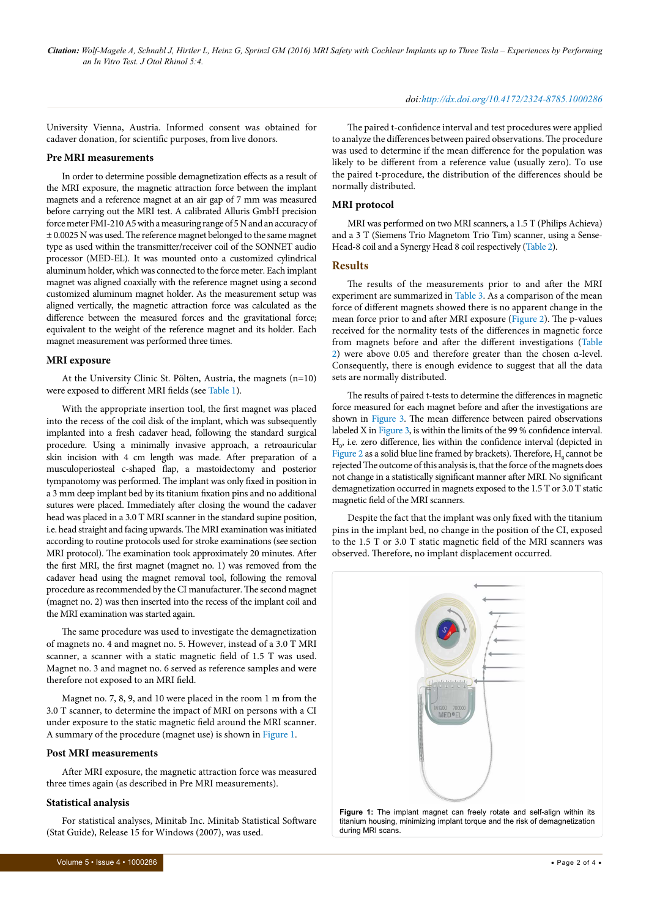University Vienna, Austria. Informed consent was obtained for cadaver donation, for scientific purposes, from live donors.

### Pre MRI measurements

In order to determine possible demagnetization effects as a result of the MRI exposure, the magnetic attraction force between the implant magnets and a reference magnet at an air gap of 7 mm was measured before carrying out the MRI test. A calibrated Alluris GmbH precision force meter FMI-210 A5 with a measuring range of 5 N and an accuracy of ± 0.0025 N was used. The reference magnet belonged to the same magnet type as used within the transmitter/receiver coil of the SONNET audio processor (MED-EL). It was mounted onto a customized cylindrical aluminum holder, which was connected to the force meter. Each implant magnet was aligned coaxially with the reference magnet using a second customized aluminum magnet holder. As the measurement setup was aligned vertically, the magnetic attraction force was calculated as the difference between the measured forces and the gravitational force; equivalent to the weight of the reference magnet and its holder. Each magnet measurement was performed three times.

### MRI exposure

At the University Clinic St. Pölten, Austria, the magnets (n=10) were exposed to different MRI fields (see Table 1).

With the appropriate insertion tool, the first magnet was placed into the recess of the coil disk of the implant, which was subsequently implanted into a fresh cadaver head, following the standard surgical procedure. Using a minimally invasive approach, a retroauricular skin incision with 4 cm length was made. After preparation of a musculoperiosteal c-shaped flap, a mastoidectomy and posterior tympanotomy was performed. The implant was only fixed in position in a 3 mm deep implant bed by its titanium fixation pins and no additional sutures were placed. Immediately after closing the wound the cadaver head was placed in a 3.0 T MRI scanner in the standard supine position, i.e. head straight and facing upwards. The MRI examination was initiated according to routine protocols used for stroke examinations (see section MRI protocol). The examination took approximately 20 minutes. After the first MRI, the first magnet (magnet no. 1) was removed from the cadaver head using the magnet removal tool, following the removal procedure as recommended by the CI manufacturer. The second magnet (magnet no. 2) was then inserted into the recess of the implant coil and the MRI examination was started again.

The same procedure was used to investigate the demagnetization of magnets no. 4 and magnet no. 5. However, instead of a 3.0 T MRI scanner, a scanner with a static magnetic field of 1.5 T was used. Magnet no. 3 and magnet no. 6 served as reference samples and were therefore not exposed to an MRI field.

Magnet no. 7, 8, 9, and 10 were placed in the room 1 m from the 3.0 T scanner, to determine the impact of MRI on persons with a CI under exposure to the static magnetic field around the MRI scanner. A summary of the procedure (magnet use) is shown in Figure 1.

### Post MRI measurements

After MRI exposure, the magnetic attraction force was measured three times again (as described in Pre MRI measurements).

### Statistical analysis

For statistical analyses, Minitab Inc. Minitab Statistical Software (Stat Guide), Release 15 for Windows (2007), was used.

The paired t-confidence interval and test procedures were applied to analyze the differences between paired observations. The procedure was used to determine if the mean difference for the population was likely to be different from a reference value (usually zero). To use the paired t-procedure, the distribution of the differences should be normally distributed.

### MRI protocol

MRI was performed on two MRI scanners, a 1.5 T (Philips Achieva) and a 3 T (Siemens Trio Magnetom Trio Tim) scanner, using a Sense-Head-8 coil and a Synergy Head 8 coil respectively (Table 2).

## Results

The results of the measurements prior to and after the MRI experiment are summarized in Table 3. As a comparison of the mean force of different magnets showed there is no apparent change in the mean force prior to and after MRI exposure (Figure 2). The p-values received for the normality tests of the differences in magnetic force from magnets before and after the different investigations (Table 2) were above 0.05 and therefore greater than the chosen α-level. Consequently, there is enough evidence to suggest that all the data sets are normally distributed.

The results of paired t-tests to determine the differences in magnetic force measured for each magnet before and after the investigations are shown in Figure 3. The mean difference between paired observations labeled X in Figure 3, is within the limits of the 99 % confidence interval. $H_0$, i.e. zero difference, lies within the confidence interval (depicted in Figure 2 as a solid blue line framed by brackets). Therefore, $H_0$ cannot be rejected The outcome of this analysis is, that the force of the magnets does not change in a statistically significant manner after MRI. No significant demagnetization occurred in magnets exposed to the 1.5 T or 3.0 T static magnetic field of the MRI scanners.

Despite the fact that the implant was only fixed with the titanium pins in the implant bed, no change in the position of the CI, exposed to the 1.5 T or 3.0 T static magnetic field of the MRI scanners was observed. Therefore, no implant displacement occurred.

**Figure 1:** The implant magnet can freely rotate and self-align within its titanium housing, minimizing implant torque and the risk of demagnetization during MRI scans.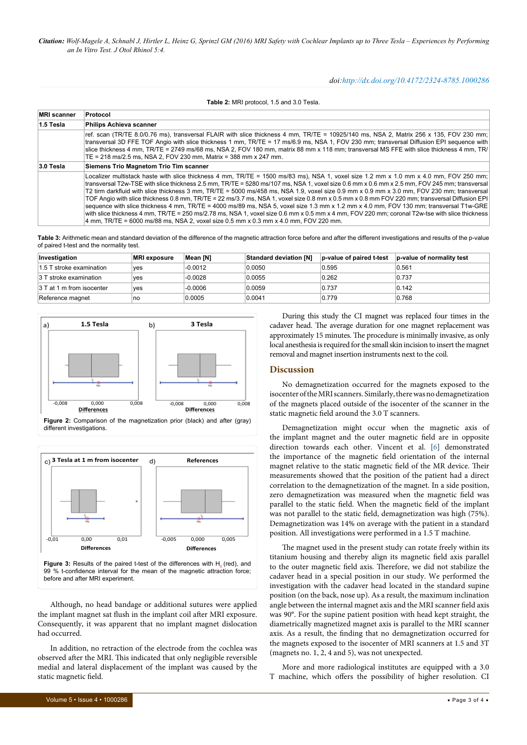**Table 2:** MRI protocol, 1.5 and 3.0 Tesla.

| MRI scanner | Protocol |
|---|---|
| 1.5 Tesla | Philips Achieva scanner |
| | ref. scan (TR/TE 8.0/0.76 ms), transversal FLAIR with slice thickness 4 mm, TR/TE = 10925/140 ms, NSA 2, Matrix 256 x 135, FOV 230 mm; transversal 3D FFE TOF Angio with slice thickness 1 mm, TR/TE = 17 ms/6.9 ms, NSA 1, FOV 230 mm; transversal Diffusion EPI sequence with slice thickness 4 mm, TR/TE = 2749 ms/68 ms, NSA 2, FOV 180 mm, matrix 88 mm x 118 mm; transversal MS FFE with slice thickness 4 mm, TR/TE = 218 ms/2.5 ms, NSA 2, FOV 230 mm, Matrix = 388 mm x 247 mm. |
| 3.0 Tesla | Siemens Trio Magnetom Trio Tim scanner |
| | Localizer multistack haste with slice thickness 4 mm, TR/TE = 1500 ms/83 ms), NSA 1, voxel size 1.2 mm x 1.0 mm x 4.0 mm, FOV 250 mm; transversal T2w-TSE with slice thickness 2.5 mm, TR/TE = 5280 ms/107 ms, NSA 1, voxel size 0.6 mm x 0.6 mm x 2.5 mm, FOV 245 mm; transversal T2 tirm darkfluid with slice thickness 3 mm, TR/TE = 5000 ms/458 ms, NSA 1.9, voxel size 0.9 mm x 0.9 mm x 3.0 mm, FOV 230 mm; transversal TOF Angio with slice thickness 0.8 mm, TR/TE = 22 ms/3.7 ms, NSA 1, voxel size 0.8 mm x 0.5 mm x 0.8 mm FOV 220 mm; transversal Diffusion EPI sequence with slice thickness 4 mm, TR/TE = 4000 ms/89 ms, NSA 5, voxel size 1.3 mm x 1.2 mm x 4.0 mm, FOV 130 mm; transversal T1w-GRE with slice thickness 4 mm, TR/TE = 250 ms/2.78 ms, NSA 1, voxel size 0.6 mm x 0.5 mm x 4 mm, FOV 220 mm; coronal T2w-tse with slice thickness 4 mm, TR/TE = 6000 ms/88 ms, NSA 2, voxel size 0.5 mm x 0.3 mm x 4.0 mm, FOV 220 mm. |

**Table 3:** Arithmetic mean and standard deviation of the difference of the magnetic attraction force before and after the different investigations and results of the p-value of paired t-test and the normality test.

| Investigation | MRI exposure | Mean [N] | Standard deviation [N] | p-value of paired t-test | p-value of normality test |
|---|---|---|---|---|---|
| 1.5 T stroke examination | yes | -0.0012 | 0.0050 | 0.595 | 0.561 |
| 3 T stroke examination | yes | -0.0028 | 0.0055 | 0.262 | 0.737 |
| 3 T at 1 m from isocenter | yes | -0.0006 | 0.0059 | 0.737 | 0.142 |
| Reference magnet | no | 0.0005 | 0.0041 | 0.779 | 0.768 |

**Figure 2:** Comparison of the magnetization prior (black) and after (gray) different investigations.

**Figure 3:** Results of the paired t-test of the differences with $H_0$ (red), and 99 % t-confidence interval for the mean of the magnetic attraction force; before and after MRI experiment.

Although, no head bandage or additional sutures were applied the implant magnet sat flush in the implant coil after MRI exposure. Consequently, it was apparent that no implant magnet dislocation had occurred.

In addition, no retraction of the electrode from the cochlea was observed after the MRI. This indicated that only negligible reversible medial and lateral displacement of the implant was caused by the static magnetic field.

During this study the CI magnet was replaced four times in the cadaver head. The average duration for one magnet replacement was approximately 15 minutes. The procedure is minimally invasive, as only local anesthesia is required for the small skin incision to insert the magnet removal and magnet insertion instruments next to the coil.

## Discussion

No demagnetization occurred for the magnets exposed to the isocenter of the MRI scanners. Similarly, there was no demagnetization of the magnets placed outside of the isocenter of the scanner in the static magnetic field around the 3.0 T scanners.

Demagnetization might occur when the magnetic axis of the implant magnet and the outer magnetic field are in opposite direction towards each other. Vincent et al. [6] demonstrated the importance of the magnetic field orientation of the internal magnet relative to the static magnetic field of the MR device. Their measurements showed that the position of the patient had a direct correlation to the demagnetization of the magnet. In a side position, zero demagnetization was measured when the magnetic field was parallel to the static field. When the magnetic field of the implant was not parallel to the static field, demagnetization was high (75%). Demagnetization was 14% on average with the patient in a standard position. All investigations were performed in a 1.5 T machine.

The magnet used in the present study can rotate freely within its titanium housing and thereby align its magnetic field axis parallel to the outer magnetic field axis. Therefore, we did not stabilize the cadaver head in a special position in our study. We performed the investigation with the cadaver head located in the standard supine position (on the back, nose up). As a result, the maximum inclination angle between the internal magnet axis and the MRI scanner field axis was 90°. For the supine patient position with head kept straight, the diametrically magnetized magnet axis is parallel to the MRI scanner axis. As a result, the finding that no demagnetization occurred for the magnets exposed to the isocenter of MRI scanners at 1.5 and 3T (magnets no. 1, 2, 4 and 5), was not unexpected.

More and more radiological institutes are equipped with a 3.0 T machine, which offers the possibility of higher resolution. CI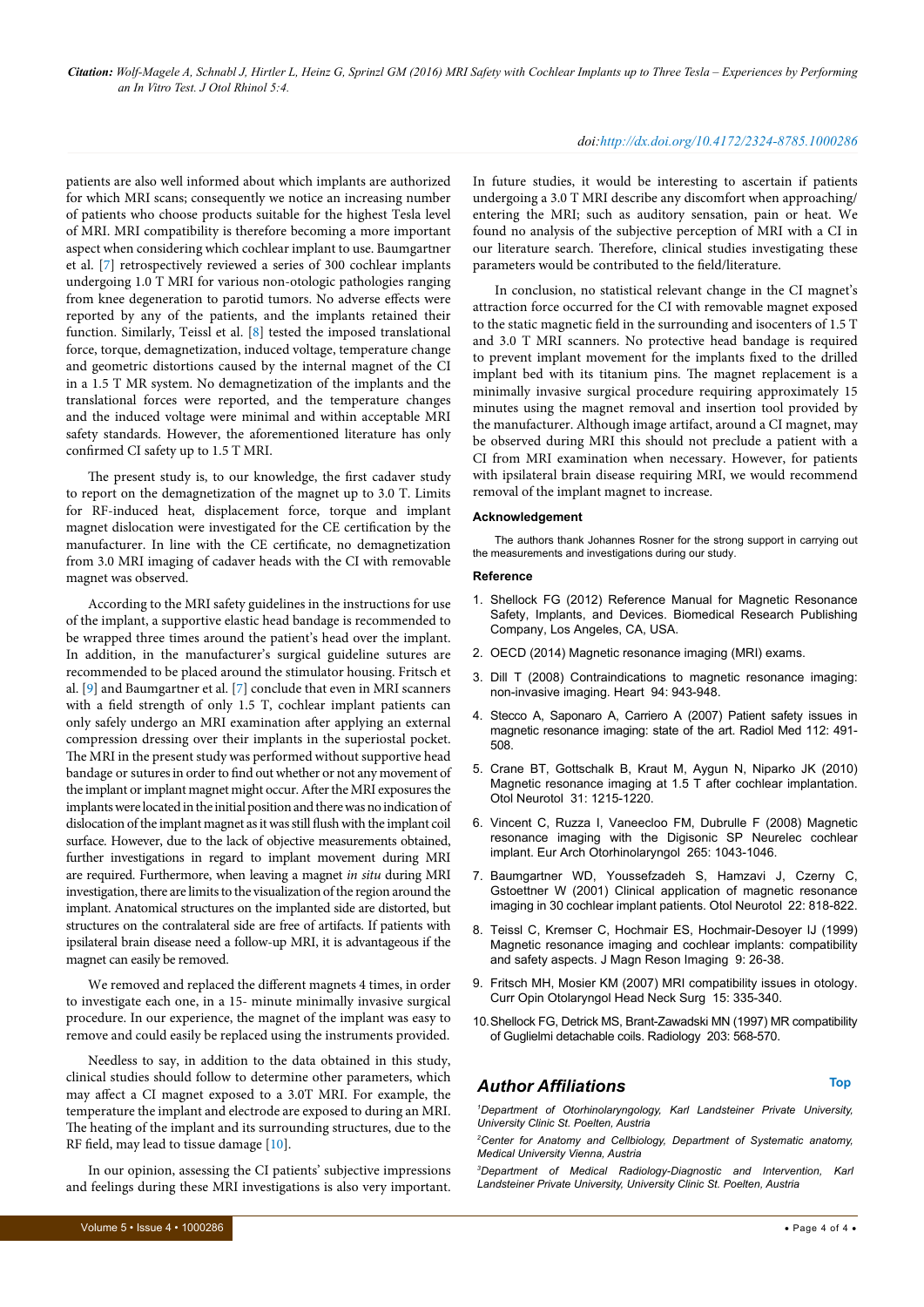patients are also well informed about which implants are authorized for which MRI scans; consequently we notice an increasing number of patients who choose products suitable for the highest Tesla level of MRI. MRI compatibility is therefore becoming a more important aspect when considering which cochlear implant to use. Baumgartner et al. [7] retrospectively reviewed a series of 300 cochlear implants undergoing 1.0 T MRI for various non-otologic pathologies ranging from knee degeneration to parotid tumors. No adverse effects were reported by any of the patients, and the implants retained their function. Similarly, Teissl et al. [8] tested the imposed translational force, torque, demagnetization, induced voltage, temperature change and geometric distortions caused by the internal magnet of the CI in a 1.5 T MR system. No demagnetization of the implants and the translational forces were reported, and the temperature changes and the induced voltage were minimal and within acceptable MRI safety standards. However, the aforementioned literature has only confirmed CI safety up to 1.5 T MRI.

The present study is, to our knowledge, the first cadaver study to report on the demagnetization of the magnet up to 3.0 T. Limits for RF-induced heat, displacement force, torque and implant magnet dislocation were investigated for the CE certification by the manufacturer. In line with the CE certificate, no demagnetization from 3.0 MRI imaging of cadaver heads with the CI with removable magnet was observed.

According to the MRI safety guidelines in the instructions for use of the implant, a supportive elastic head bandage is recommended to be wrapped three times around the patient's head over the implant. In addition, in the manufacturer's surgical guideline sutures are recommended to be placed around the stimulator housing. Fritsch et al. [9] and Baumgartner et al. [7] conclude that even in MRI scanners with a field strength of only 1.5 T, cochlear implant patients can only safely undergo an MRI examination after applying an external compression dressing over their implants in the superiostal pocket. The MRI in the present study was performed without supportive head bandage or sutures in order to find out whether or not any movement of the implant or implant magnet might occur. After the MRI exposures the implants were located in the initial position and there was no indication of dislocation of the implant magnet as it was still flush with the implant coil surface. However, due to the lack of objective measurements obtained, further investigations in regard to implant movement during MRI are required. Furthermore, when leaving a magnet *in situ* during MRI investigation, there are limits to the visualization of the region around the implant. Anatomical structures on the implanted side are distorted, but structures on the contralateral side are free of artifacts. If patients with ipsilateral brain disease need a follow-up MRI, it is advantageous if the magnet can easily be removed.

We removed and replaced the different magnets 4 times, in order to investigate each one, in a 15- minute minimally invasive surgical procedure. In our experience, the magnet of the implant was easy to remove and could easily be replaced using the instruments provided.

Needless to say, in addition to the data obtained in this study, clinical studies should follow to determine other parameters, which may affect a CI magnet exposed to a 3.0T MRI. For example, the temperature the implant and electrode are exposed to during an MRI. The heating of the implant and its surrounding structures, due to the RF field, may lead to tissue damage [10].

In our opinion, assessing the CI patients' subjective impressions and feelings during these MRI investigations is also very important. In future studies, it would be interesting to ascertain if patients undergoing a 3.0 T MRI describe any discomfort when approaching/ entering the MRI; such as auditory sensation, pain or heat. We found no analysis of the subjective perception of MRI with a CI in our literature search. Therefore, clinical studies investigating these parameters would be contributed to the field/literature.

In conclusion, no statistical relevant change in the CI magnet's attraction force occurred for the CI with removable magnet exposed to the static magnetic field in the surrounding and isocenters of 1.5 T and 3.0 T MRI scanners. No protective head bandage is required to prevent implant movement for the implants fixed to the drilled implant bed with its titanium pins. The magnet replacement is a minimally invasive surgical procedure requiring approximately 15 minutes using the magnet removal and insertion tool provided by the manufacturer. Although image artifact, around a CI magnet, may be observed during MRI this should not preclude a patient with a CI from MRI examination when necessary. However, for patients with ipsilateral brain disease requiring MRI, we would recommend removal of the implant magnet to increase.

### Acknowledgement

The authors thank Johannes Rosner for the strong support in carrying out the measurements and investigations during our study.

### Reference

1. Shellock FG (2012) Reference Manual for Magnetic Resonance Safety, Implants, and Devices. Biomedical Research Publishing Company, Los Angeles, CA, USA.
2. OECD (2014) Magnetic resonance imaging (MRI) exams.
3. Dill T (2008) Contraindications to magnetic resonance imaging: non-invasive imaging. Heart 94: 943-948.
4. Stecco A, Saponaro A, Carriero A (2007) Patient safety issues in magnetic resonance imaging: state of the art. Radiol Med 112: 491-508.
5. Crane BT, Gottschalk B, Kraut M, Aygun N, Niparko JK (2010) Magnetic resonance imaging at 1.5 T after cochlear implantation. Otol Neurotol 31: 1215-1220.
6. Vincent C, Ruzza I, Vaneecloo FM, Dubrulle F (2008) Magnetic resonance imaging with the Digisonic SP Neurelec cochlear implant. Eur Arch Otorhinolaryngol 265: 1043-1046.
7. Baumgartner WD, Youssefzadeh S, Hamzavi J, Czerny C, Gstoettner W (2001) Clinical application of magnetic resonance imaging in 30 cochlear implant patients. Otol Neurotol 22: 818-822.
8. Teissl C, Kremser C, Hochmair ES, Hochmair-Desoyer IJ (1999) Magnetic resonance imaging and cochlear implants: compatibility and safety aspects. J Magn Reson Imaging 9: 26-38.
9. Fritsch MH, Mosier KM (2007) MRI compatibility issues in otology. Curr Opin Otolaryngol Head Neck Surg 15: 335-340.
10. Shellock FG, Detrick MS, Brant-Zawadski MN (1997) MR compatibility of Guglielmi detachable coils. Radiology 203: 568-570.

## Author Affiliations

[1]Department of Otorhinolaryngology, Karl Landsteiner Private University, University Clinic St. Poelten, Austria

[2]Center for Anatomy and Cellbiology, Department of Systematic anatomy, Medical University Vienna, Austria

[3]Department of Medical Radiology-Diagnostic and Intervention, Karl Landsteiner Private University, University Clinic St. Poelten, Austria